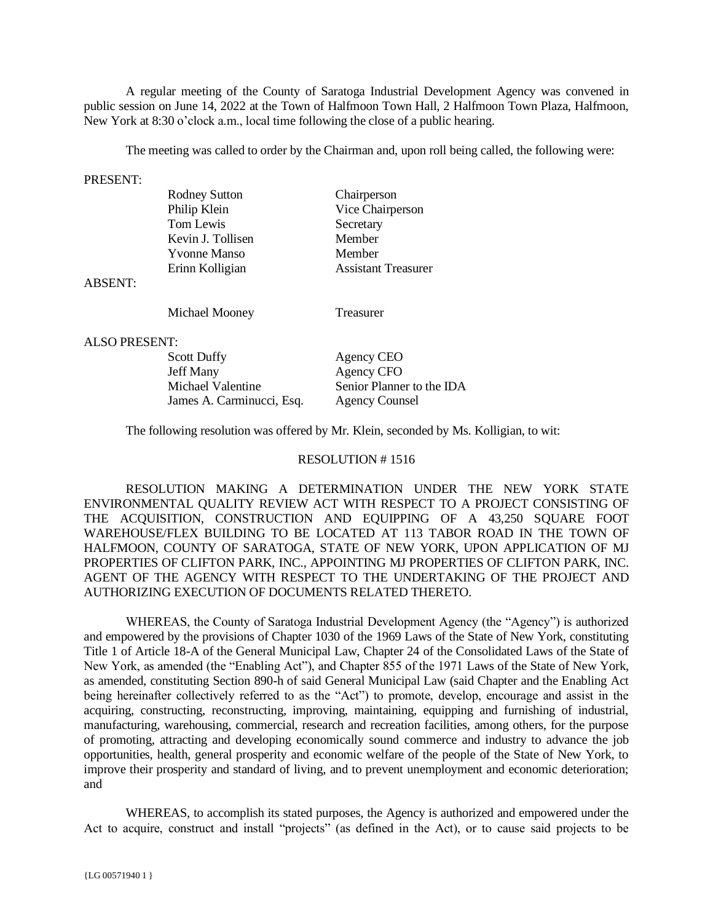A regular meeting of the County of Saratoga Industrial Development Agency was convened in public session on June 14, 2022 at the Town of Halfmoon Town Hall, 2 Halfmoon Town Plaza, Halfmoon, New York at 8:30 o'clock a.m., local time following the close of a public hearing.

The meeting was called to order by the Chairman and, upon roll being called, the following were:

PRESENT:

| | |
|---|---|
| Rodney Sutton | Chairperson |
| Philip Klein | Vice Chairperson |
| Tom Lewis | Secretary |
| Kevin J. Tollisen | Member |
| Yvonne Manso | Member |
| Erinn Kolligian | Assistant Treasurer |

ABSENT:

| | |
|---|---|
| Michael Mooney | Treasurer |

ALSO PRESENT:

| | |
|---|---|
| Scott Duffy | Agency CEO |
| Jeff Many | Agency CFO |
| Michael Valentine | Senior Planner to the IDA |
| James A. Carminucci, Esq. | Agency Counsel |

The following resolution was offered by Mr. Klein, seconded by Ms. Kolligian, to wit:

RESOLUTION # 1516

RESOLUTION MAKING A DETERMINATION UNDER THE NEW YORK STATE ENVIRONMENTAL QUALITY REVIEW ACT WITH RESPECT TO A PROJECT CONSISTING OF THE ACQUISITION, CONSTRUCTION AND EQUIPPING OF A 43,250 SQUARE FOOT WAREHOUSE/FLEX BUILDING TO BE LOCATED AT 113 TABOR ROAD IN THE TOWN OF HALFMOON, COUNTY OF SARATOGA, STATE OF NEW YORK, UPON APPLICATION OF MJ PROPERTIES OF CLIFTON PARK, INC., APPOINTING MJ PROPERTIES OF CLIFTON PARK, INC. AGENT OF THE AGENCY WITH RESPECT TO THE UNDERTAKING OF THE PROJECT AND AUTHORIZING EXECUTION OF DOCUMENTS RELATED THERETO.

WHEREAS, the County of Saratoga Industrial Development Agency (the "Agency") is authorized and empowered by the provisions of Chapter 1030 of the 1969 Laws of the State of New York, constituting Title 1 of Article 18-A of the General Municipal Law, Chapter 24 of the Consolidated Laws of the State of New York, as amended (the "Enabling Act"), and Chapter 855 of the 1971 Laws of the State of New York, as amended, constituting Section 890-h of said General Municipal Law (said Chapter and the Enabling Act being hereinafter collectively referred to as the "Act") to promote, develop, encourage and assist in the acquiring, constructing, reconstructing, improving, maintaining, equipping and furnishing of industrial, manufacturing, warehousing, commercial, research and recreation facilities, among others, for the purpose of promoting, attracting and developing economically sound commerce and industry to advance the job opportunities, health, general prosperity and economic welfare of the people of the State of New York, to improve their prosperity and standard of living, and to prevent unemployment and economic deterioration; and

WHEREAS, to accomplish its stated purposes, the Agency is authorized and empowered under the Act to acquire, construct and install "projects" (as defined in the Act), or to cause said projects to be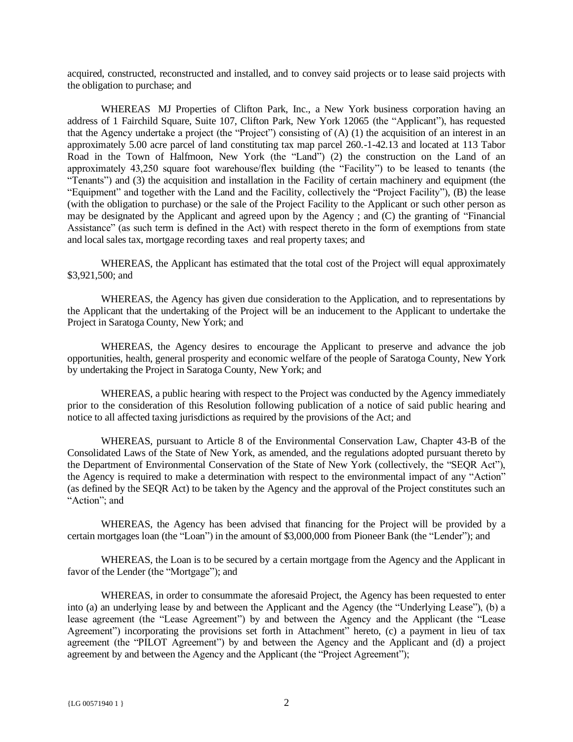acquired, constructed, reconstructed and installed, and to convey said projects or to lease said projects with the obligation to purchase; and

WHEREAS MJ Properties of Clifton Park, Inc., a New York business corporation having an address of 1 Fairchild Square, Suite 107, Clifton Park, New York 12065 (the "Applicant"), has requested that the Agency undertake a project (the "Project") consisting of (A) (1) the acquisition of an interest in an approximately 5.00 acre parcel of land constituting tax map parcel 260.-1-42.13 and located at 113 Tabor Road in the Town of Halfmoon, New York (the "Land") (2) the construction on the Land of an approximately 43,250 square foot warehouse/flex building (the "Facility") to be leased to tenants (the "Tenants") and (3) the acquisition and installation in the Facility of certain machinery and equipment (the "Equipment" and together with the Land and the Facility, collectively the "Project Facility"), (B) the lease (with the obligation to purchase) or the sale of the Project Facility to the Applicant or such other person as may be designated by the Applicant and agreed upon by the Agency ; and (C) the granting of "Financial Assistance" (as such term is defined in the Act) with respect thereto in the form of exemptions from state and local sales tax, mortgage recording taxes and real property taxes; and

WHEREAS, the Applicant has estimated that the total cost of the Project will equal approximately $3,921,500; and

WHEREAS, the Agency has given due consideration to the Application, and to representations by the Applicant that the undertaking of the Project will be an inducement to the Applicant to undertake the Project in Saratoga County, New York; and

WHEREAS, the Agency desires to encourage the Applicant to preserve and advance the job opportunities, health, general prosperity and economic welfare of the people of Saratoga County, New York by undertaking the Project in Saratoga County, New York; and

WHEREAS, a public hearing with respect to the Project was conducted by the Agency immediately prior to the consideration of this Resolution following publication of a notice of said public hearing and notice to all affected taxing jurisdictions as required by the provisions of the Act; and

WHEREAS, pursuant to Article 8 of the Environmental Conservation Law, Chapter 43-B of the Consolidated Laws of the State of New York, as amended, and the regulations adopted pursuant thereto by the Department of Environmental Conservation of the State of New York (collectively, the "SEQR Act"), the Agency is required to make a determination with respect to the environmental impact of any "Action" (as defined by the SEQR Act) to be taken by the Agency and the approval of the Project constitutes such an "Action"; and

WHEREAS, the Agency has been advised that financing for the Project will be provided by a certain mortgages loan (the "Loan") in the amount of $3,000,000 from Pioneer Bank (the "Lender"); and

WHEREAS, the Loan is to be secured by a certain mortgage from the Agency and the Applicant in favor of the Lender (the "Mortgage"); and

WHEREAS, in order to consummate the aforesaid Project, the Agency has been requested to enter into (a) an underlying lease by and between the Applicant and the Agency (the "Underlying Lease"), (b) a lease agreement (the "Lease Agreement") by and between the Agency and the Applicant (the "Lease Agreement") incorporating the provisions set forth in Attachment" hereto, (c) a payment in lieu of tax agreement (the "PILOT Agreement") by and between the Agency and the Applicant and (d) a project agreement by and between the Agency and the Applicant (the "Project Agreement");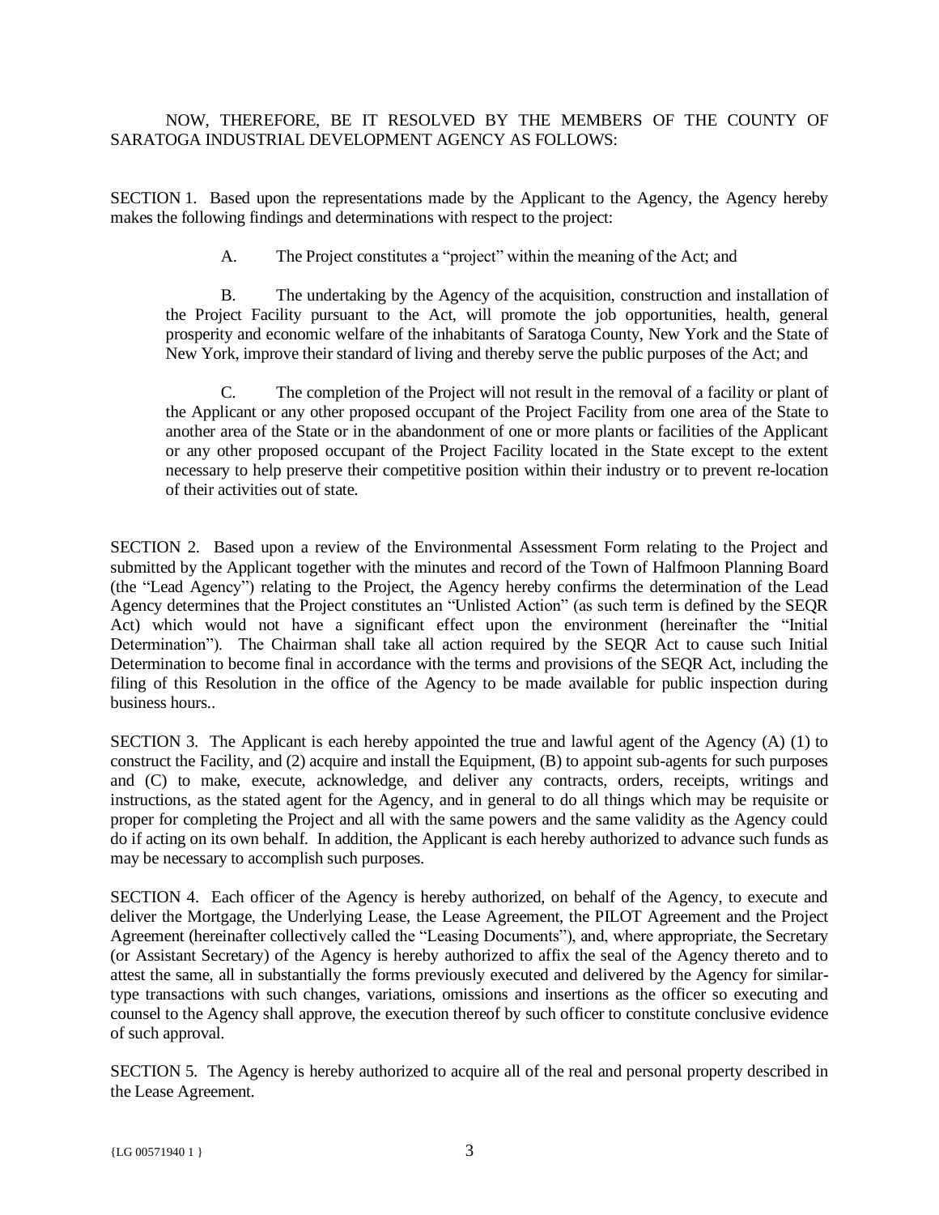NOW, THEREFORE, BE IT RESOLVED BY THE MEMBERS OF THE COUNTY OF SARATOGA INDUSTRIAL DEVELOPMENT AGENCY AS FOLLOWS:

SECTION 1. Based upon the representations made by the Applicant to the Agency, the Agency hereby makes the following findings and determinations with respect to the project:

A. The Project constitutes a "project" within the meaning of the Act; and

B. The undertaking by the Agency of the acquisition, construction and installation of the Project Facility pursuant to the Act, will promote the job opportunities, health, general prosperity and economic welfare of the inhabitants of Saratoga County, New York and the State of New York, improve their standard of living and thereby serve the public purposes of the Act; and

C. The completion of the Project will not result in the removal of a facility or plant of the Applicant or any other proposed occupant of the Project Facility from one area of the State to another area of the State or in the abandonment of one or more plants or facilities of the Applicant or any other proposed occupant of the Project Facility located in the State except to the extent necessary to help preserve their competitive position within their industry or to prevent re-location of their activities out of state.

SECTION 2. Based upon a review of the Environmental Assessment Form relating to the Project and submitted by the Applicant together with the minutes and record of the Town of Halfmoon Planning Board (the "Lead Agency") relating to the Project, the Agency hereby confirms the determination of the Lead Agency determines that the Project constitutes an "Unlisted Action" (as such term is defined by the SEQR Act) which would not have a significant effect upon the environment (hereinafter the "Initial Determination"). The Chairman shall take all action required by the SEQR Act to cause such Initial Determination to become final in accordance with the terms and provisions of the SEQR Act, including the filing of this Resolution in the office of the Agency to be made available for public inspection during business hours..

SECTION 3. The Applicant is each hereby appointed the true and lawful agent of the Agency (A) (1) to construct the Facility, and (2) acquire and install the Equipment, (B) to appoint sub-agents for such purposes and (C) to make, execute, acknowledge, and deliver any contracts, orders, receipts, writings and instructions, as the stated agent for the Agency, and in general to do all things which may be requisite or proper for completing the Project and all with the same powers and the same validity as the Agency could do if acting on its own behalf. In addition, the Applicant is each hereby authorized to advance such funds as may be necessary to accomplish such purposes.

SECTION 4. Each officer of the Agency is hereby authorized, on behalf of the Agency, to execute and deliver the Mortgage, the Underlying Lease, the Lease Agreement, the PILOT Agreement and the Project Agreement (hereinafter collectively called the "Leasing Documents"), and, where appropriate, the Secretary (or Assistant Secretary) of the Agency is hereby authorized to affix the seal of the Agency thereto and to attest the same, all in substantially the forms previously executed and delivered by the Agency for similar-type transactions with such changes, variations, omissions and insertions as the officer so executing and counsel to the Agency shall approve, the execution thereof by such officer to constitute conclusive evidence of such approval.

SECTION 5. The Agency is hereby authorized to acquire all of the real and personal property described in the Lease Agreement.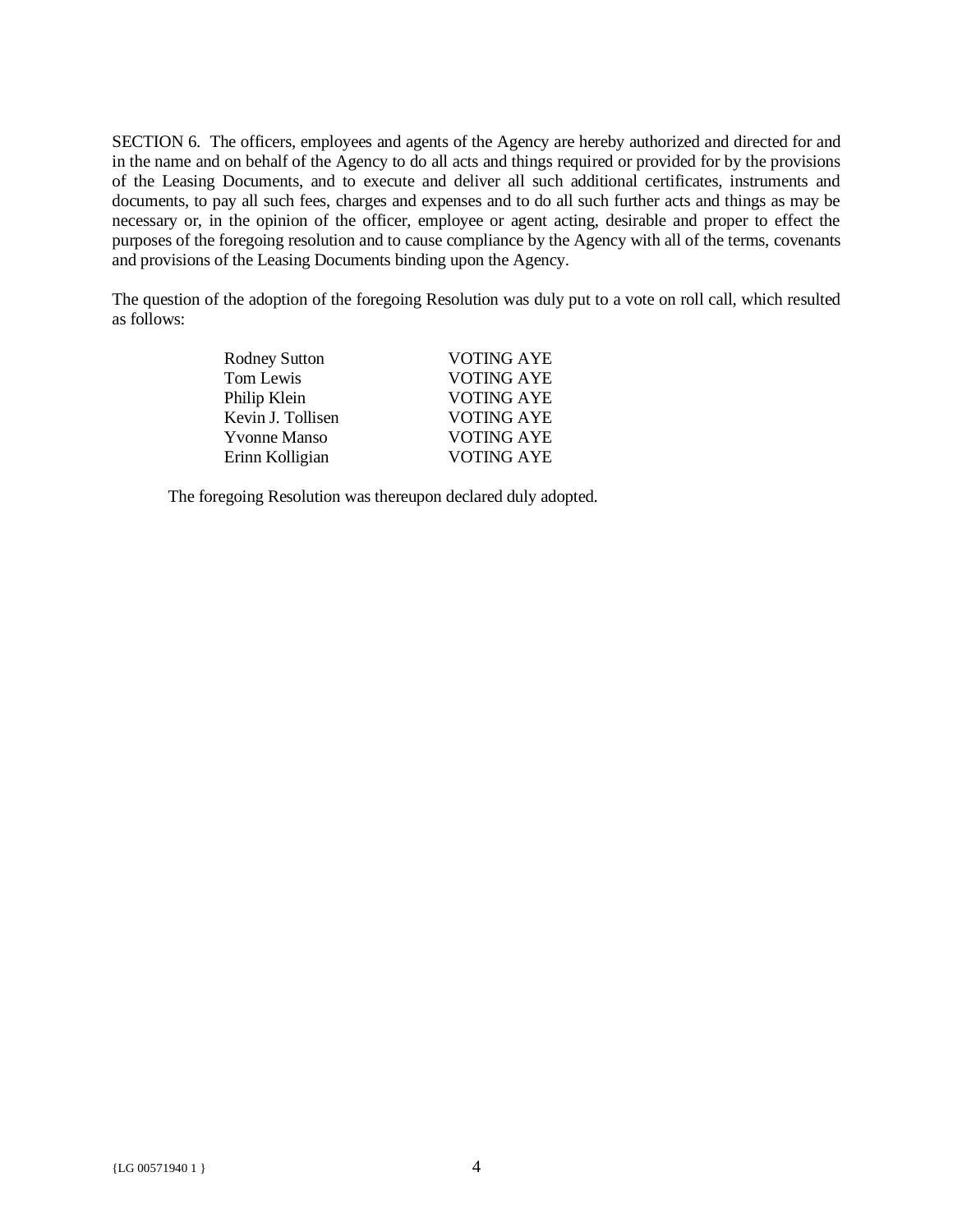SECTION 6. The officers, employees and agents of the Agency are hereby authorized and directed for and in the name and on behalf of the Agency to do all acts and things required or provided for by the provisions of the Leasing Documents, and to execute and deliver all such additional certificates, instruments and documents, to pay all such fees, charges and expenses and to do all such further acts and things as may be necessary or, in the opinion of the officer, employee or agent acting, desirable and proper to effect the purposes of the foregoing resolution and to cause compliance by the Agency with all of the terms, covenants and provisions of the Leasing Documents binding upon the Agency.

The question of the adoption of the foregoing Resolution was duly put to a vote on roll call, which resulted as follows:

| | |
|---|---|
| Rodney Sutton | VOTING AYE |
| Tom Lewis | VOTING AYE |
| Philip Klein | VOTING AYE |
| Kevin J. Tollisen | VOTING AYE |
| Yvonne Manso | VOTING AYE |
| Erinn Kolligian | VOTING AYE |

The foregoing Resolution was thereupon declared duly adopted.

{LG 00571940 1 }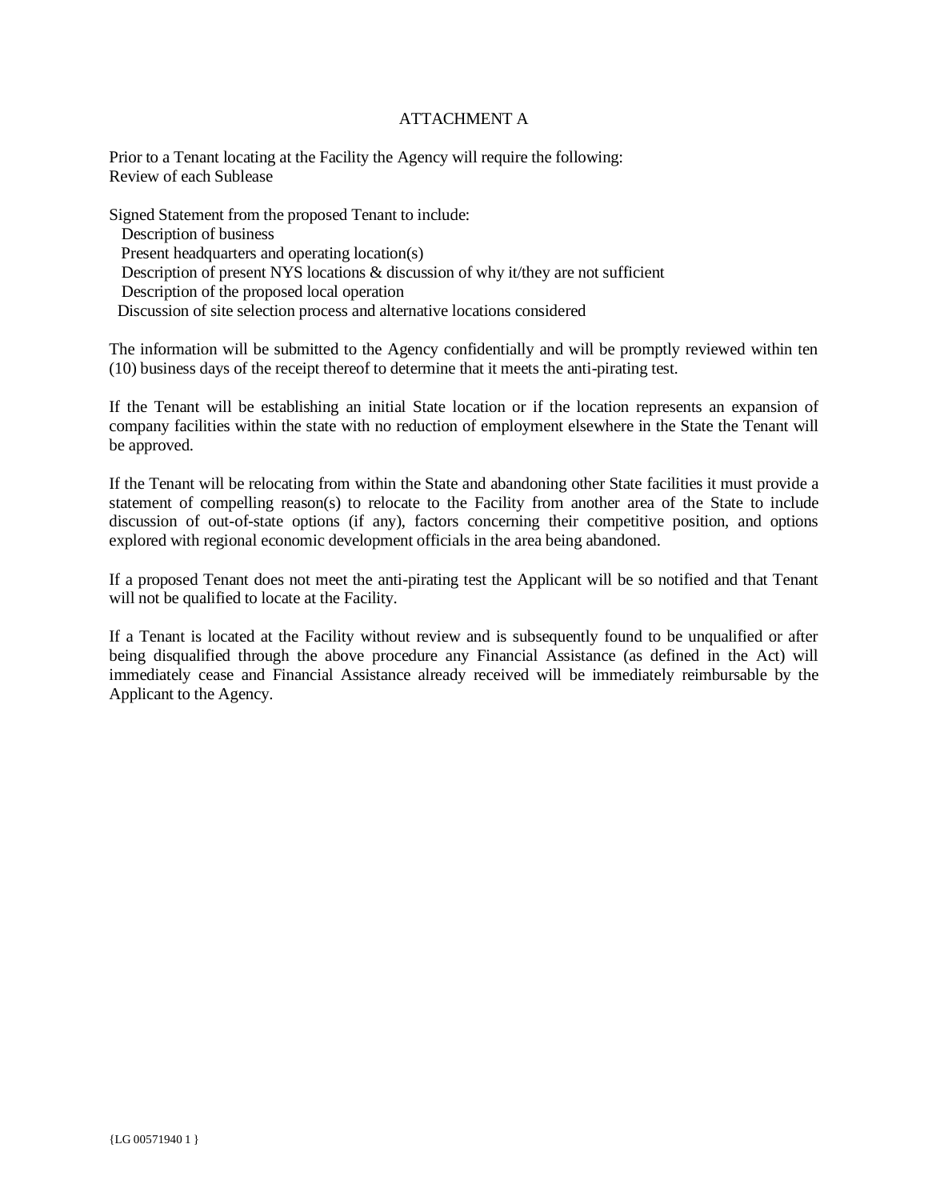# ATTACHMENT A

Prior to a Tenant locating at the Facility the Agency will require the following:
Review of each Sublease

Signed Statement from the proposed Tenant to include:

- Description of business
- Present headquarters and operating location(s)
- Description of present NYS locations & discussion of why it/they are not sufficient
- Description of the proposed local operation
- Discussion of site selection process and alternative locations considered

The information will be submitted to the Agency confidentially and will be promptly reviewed within ten (10) business days of the receipt thereof to determine that it meets the anti-pirating test.

If the Tenant will be establishing an initial State location or if the location represents an expansion of company facilities within the state with no reduction of employment elsewhere in the State the Tenant will be approved.

If the Tenant will be relocating from within the State and abandoning other State facilities it must provide a statement of compelling reason(s) to relocate to the Facility from another area of the State to include discussion of out-of-state options (if any), factors concerning their competitive position, and options explored with regional economic development officials in the area being abandoned.

If a proposed Tenant does not meet the anti-pirating test the Applicant will be so notified and that Tenant will not be qualified to locate at the Facility.

If a Tenant is located at the Facility without review and is subsequently found to be unqualified or after being disqualified through the above procedure any Financial Assistance (as defined in the Act) will immediately cease and Financial Assistance already received will be immediately reimbursable by the Applicant to the Agency.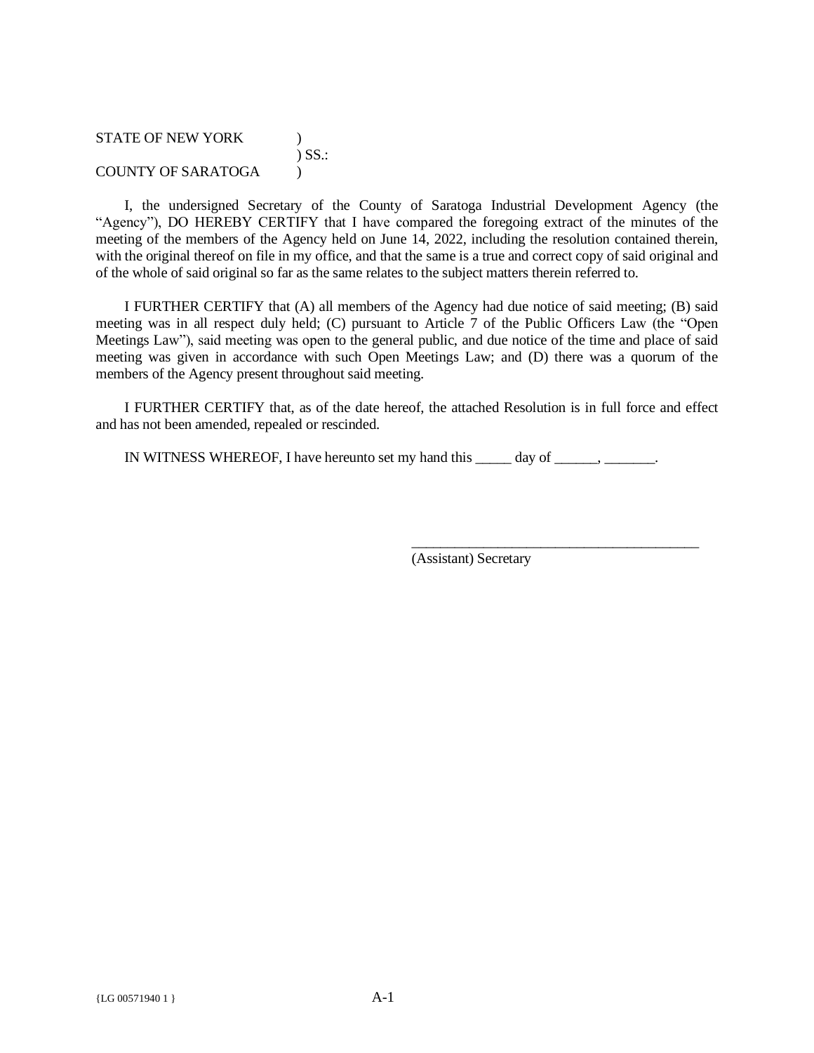STATE OF NEW YORK )
) SS.:
COUNTY OF SARATOGA )

I, the undersigned Secretary of the County of Saratoga Industrial Development Agency (the "Agency"), DO HEREBY CERTIFY that I have compared the foregoing extract of the minutes of the meeting of the members of the Agency held on June 14, 2022, including the resolution contained therein, with the original thereof on file in my office, and that the same is a true and correct copy of said original and of the whole of said original so far as the same relates to the subject matters therein referred to.

I FURTHER CERTIFY that (A) all members of the Agency had due notice of said meeting; (B) said meeting was in all respect duly held; (C) pursuant to Article 7 of the Public Officers Law (the "Open Meetings Law"), said meeting was open to the general public, and due notice of the time and place of said meeting was given in accordance with such Open Meetings Law; and (D) there was a quorum of the members of the Agency present throughout said meeting.

I FURTHER CERTIFY that, as of the date hereof, the attached Resolution is in full force and effect and has not been amended, repealed or rescinded.

IN WITNESS WHEREOF, I have hereunto set my hand this _____ day of ______, _______.

___________________________________________
(Assistant) Secretary

{LG 00571940 1 }